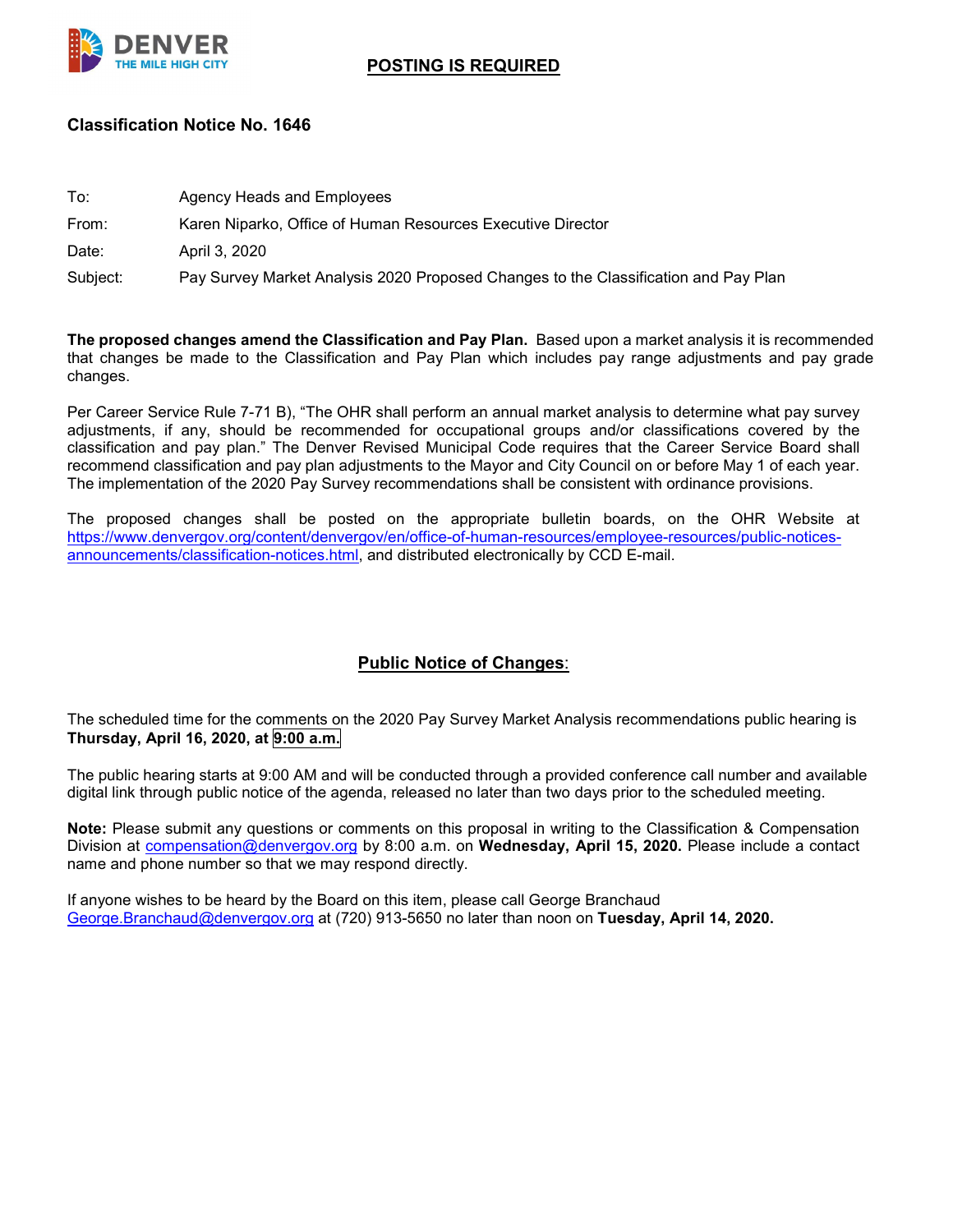**POSTING IS REQUIRED**

## Classification Notice No. 1646

To: Agency Heads and Employees

From: Karen Niparko, Office of Human Resources Executive Director

Date: April 3, 2020

Subject: Pay Survey Market Analysis 2020 Proposed Changes to the Classification and Pay Plan

**The proposed changes amend the Classification and Pay Plan.** Based upon a market analysis it is recommended that changes be made to the Classification and Pay Plan which includes pay range adjustments and pay grade changes.

Per Career Service Rule 7-71 B), "The OHR shall perform an annual market analysis to determine what pay survey adjustments, if any, should be recommended for occupational groups and/or classifications covered by the classification and pay plan." The Denver Revised Municipal Code requires that the Career Service Board shall recommend classification and pay plan adjustments to the Mayor and City Council on or before May 1 of each year. The implementation of the 2020 Pay Survey recommendations shall be consistent with ordinance provisions.

The proposed changes shall be posted on the appropriate bulletin boards, on the OHR Website at https://www.denvergov.org/content/denvergov/en/office-of-human-resources/employee-resources/public-notices-announcements/classification-notices.html, and distributed electronically by CCD E-mail.

## Public Notice of Changes:

The scheduled time for the comments on the 2020 Pay Survey Market Analysis recommendations public hearing is **Thursday, April 16, 2020, at 9:00 a.m.**

The public hearing starts at 9:00 AM and will be conducted through a provided conference call number and available digital link through public notice of the agenda, released no later than two days prior to the scheduled meeting.

**Note:** Please submit any questions or comments on this proposal in writing to the Classification & Compensation Division at compensation@denvergov.org by 8:00 a.m. on **Wednesday, April 15, 2020.** Please include a contact name and phone number so that we may respond directly.

If anyone wishes to be heard by the Board on this item, please call George Branchaud George.Branchaud@denvergov.org at (720) 913-5650 no later than noon on **Tuesday, April 14, 2020.**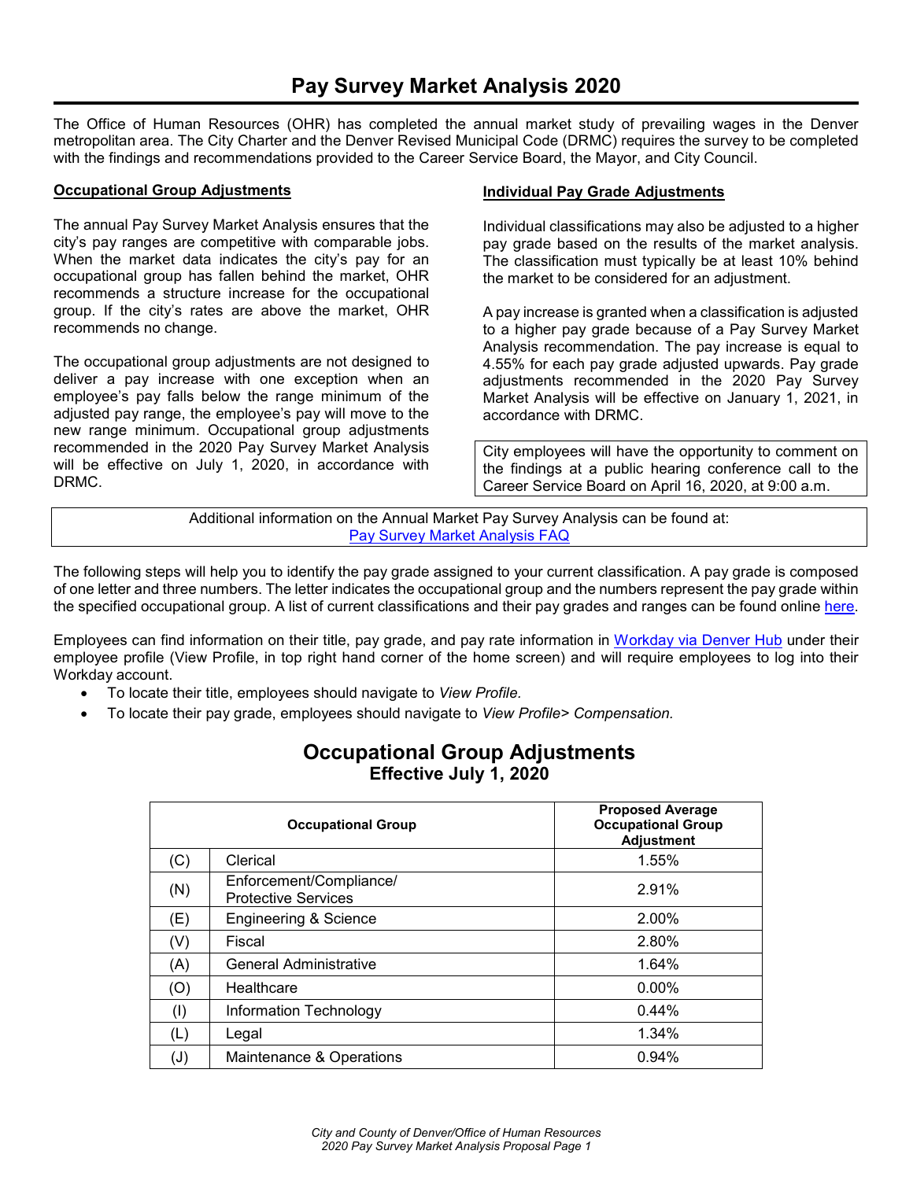# Pay Survey Market Analysis 2020

The Office of Human Resources (OHR) has completed the annual market study of prevailing wages in the Denver metropolitan area. The City Charter and the Denver Revised Municipal Code (DRMC) requires the survey to be completed with the findings and recommendations provided to the Career Service Board, the Mayor, and City Council.

**Occupational Group Adjustments**

The annual Pay Survey Market Analysis ensures that the city's pay ranges are competitive with comparable jobs. When the market data indicates the city's pay for an occupational group has fallen behind the market, OHR recommends a structure increase for the occupational group. If the city's rates are above the market, OHR recommends no change.

The occupational group adjustments are not designed to deliver a pay increase with one exception when an employee's pay falls below the range minimum of the adjusted pay range, the employee's pay will move to the new range minimum. Occupational group adjustments recommended in the 2020 Pay Survey Market Analysis will be effective on July 1, 2020, in accordance with DRMC.

**Individual Pay Grade Adjustments**

Individual classifications may also be adjusted to a higher pay grade based on the results of the market analysis. The classification must typically be at least 10% behind the market to be considered for an adjustment.

A pay increase is granted when a classification is adjusted to a higher pay grade because of a Pay Survey Market Analysis recommendation. The pay increase is equal to 4.55% for each pay grade adjusted upwards. Pay grade adjustments recommended in the 2020 Pay Survey Market Analysis will be effective on January 1, 2021, in accordance with DRMC.

City employees will have the opportunity to comment on the findings at a public hearing conference call to the Career Service Board on April 16, 2020, at 9:00 a.m.

Additional information on the Annual Market Pay Survey Analysis can be found at: [Pay Survey Market Analysis FAQ]

The following steps will help you to identify the pay grade assigned to your current classification. A pay grade is composed of one letter and three numbers. The letter indicates the occupational group and the numbers represent the pay grade within the specified occupational group. A list of current classifications and their pay grades and ranges can be found online [here].

Employees can find information on their title, pay grade, and pay rate information in [Workday via Denver Hub] under their employee profile (View Profile, in top right hand corner of the home screen) and will require employees to log into their Workday account.

- To locate their title, employees should navigate to *View Profile.*
- To locate their pay grade, employees should navigate to *View Profile> Compensation.*

## Occupational Group Adjustments
### Effective July 1, 2020

| Occupational Group | | Proposed Average Occupational Group Adjustment |
|---|---|---|
| (C) | Clerical | 1.55% |
| (N) | Enforcement/Compliance/ Protective Services | 2.91% |
| (E) | Engineering & Science | 2.00% |
| (V) | Fiscal | 2.80% |
| (A) | General Administrative | 1.64% |
| (O) | Healthcare | 0.00% |
| (I) | Information Technology | 0.44% |
| (L) | Legal | 1.34% |
| (J) | Maintenance & Operations | 0.94% |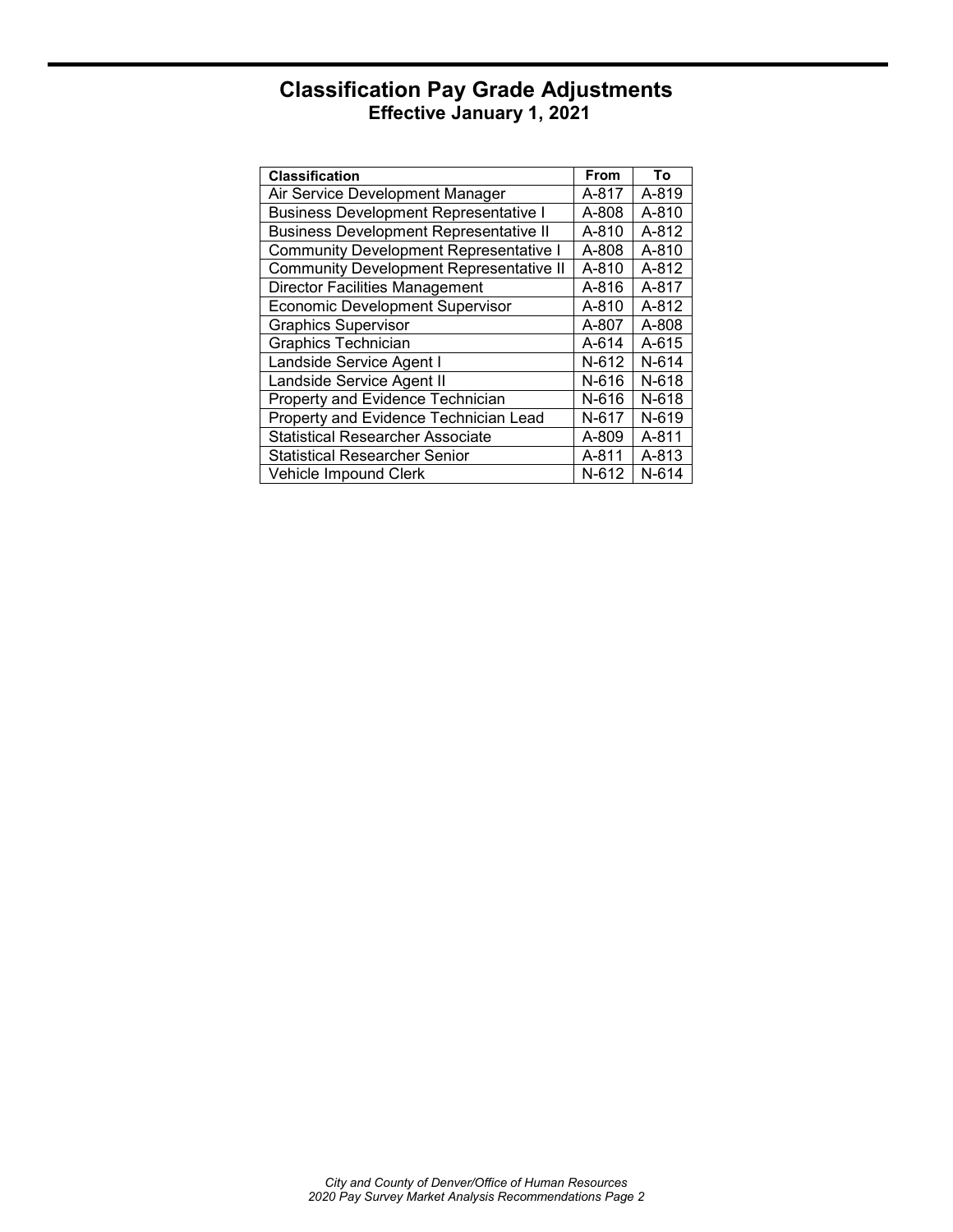# Classification Pay Grade Adjustments

## Effective January 1, 2021

| Classification | From | To |
|---|---|---|
| Air Service Development Manager | A-817 | A-819 |
| Business Development Representative I | A-808 | A-810 |
| Business Development Representative II | A-810 | A-812 |
| Community Development Representative I | A-808 | A-810 |
| Community Development Representative II | A-810 | A-812 |
| Director Facilities Management | A-816 | A-817 |
| Economic Development Supervisor | A-810 | A-812 |
| Graphics Supervisor | A-807 | A-808 |
| Graphics Technician | A-614 | A-615 |
| Landside Service Agent I | N-612 | N-614 |
| Landside Service Agent II | N-616 | N-618 |
| Property and Evidence Technician | N-616 | N-618 |
| Property and Evidence Technician Lead | N-617 | N-619 |
| Statistical Researcher Associate | A-809 | A-811 |
| Statistical Researcher Senior | A-811 | A-813 |
| Vehicle Impound Clerk | N-612 | N-614 |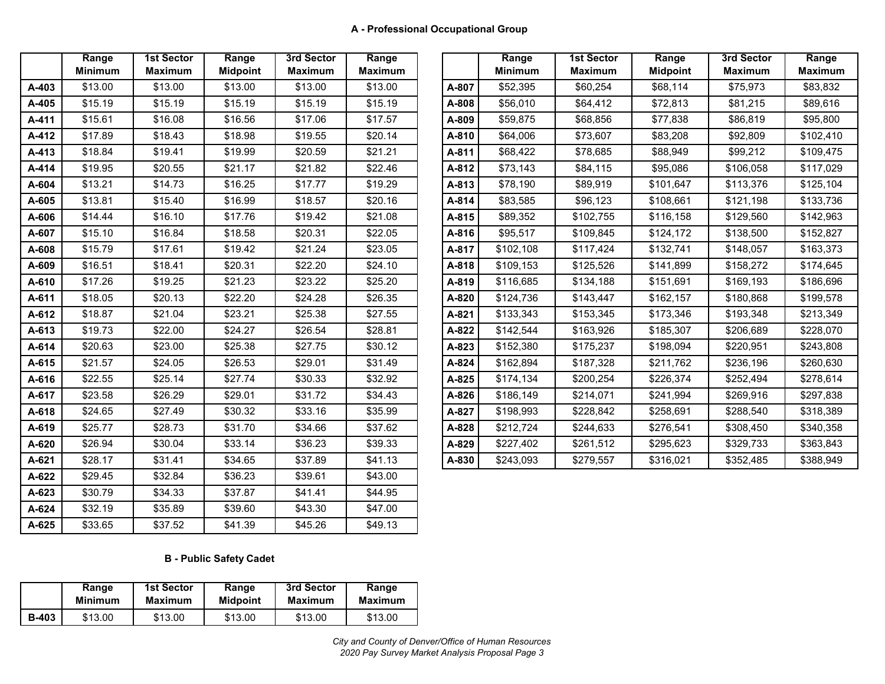### A - Professional Occupational Group

| | Range Minimum | 1st Sector Maximum | Range Midpoint | 3rd Sector Maximum | Range Maximum |
|---|---|---|---|---|---|
| **A-403** | $13.00 | $13.00 | $13.00 | $13.00 | $13.00 |
| **A-405** | $15.19 | $15.19 | $15.19 | $15.19 | $15.19 |
| **A-411** | $15.61 | $16.08 | $16.56 | $17.06 | $17.57 |
| **A-412** | $17.89 | $18.43 | $18.98 | $19.55 | $20.14 |
| **A-413** | $18.84 | $19.41 | $19.99 | $20.59 | $21.21 |
| **A-414** | $19.95 | $20.55 | $21.17 | $21.82 | $22.46 |
| **A-604** | $13.21 | $14.73 | $16.25 | $17.77 | $19.29 |
| **A-605** | $13.81 | $15.40 | $16.99 | $18.57 | $20.16 |
| **A-606** | $14.44 | $16.10 | $17.76 | $19.42 | $21.08 |
| **A-607** | $15.10 | $16.84 | $18.58 | $20.31 | $22.05 |
| **A-608** | $15.79 | $17.61 | $19.42 | $21.24 | $23.05 |
| **A-609** | $16.51 | $18.41 | $20.31 | $22.20 | $24.10 |
| **A-610** | $17.26 | $19.25 | $21.23 | $23.22 | $25.20 |
| **A-611** | $18.05 | $20.13 | $22.20 | $24.28 | $26.35 |
| **A-612** | $18.87 | $21.04 | $23.21 | $25.38 | $27.55 |
| **A-613** | $19.73 | $22.00 | $24.27 | $26.54 | $28.81 |
| **A-614** | $20.63 | $23.00 | $25.38 | $27.75 | $30.12 |
| **A-615** | $21.57 | $24.05 | $26.53 | $29.01 | $31.49 |
| **A-616** | $22.55 | $25.14 | $27.74 | $30.33 | $32.92 |
| **A-617** | $23.58 | $26.29 | $29.01 | $31.72 | $34.43 |
| **A-618** | $24.65 | $27.49 | $30.32 | $33.16 | $35.99 |
| **A-619** | $25.77 | $28.73 | $31.70 | $34.66 | $37.62 |
| **A-620** | $26.94 | $30.04 | $33.14 | $36.23 | $39.33 |
| **A-621** | $28.17 | $31.41 | $34.65 | $37.89 | $41.13 |
| **A-622** | $29.45 | $32.84 | $36.23 | $39.61 | $43.00 |
| **A-623** | $30.79 | $34.33 | $37.87 | $41.41 | $44.95 |
| **A-624** | $32.19 | $35.89 | $39.60 | $43.30 | $47.00 |
| **A-625** | $33.65 | $37.52 | $41.39 | $45.26 | $49.13 |

| | Range Minimum | 1st Sector Maximum | Range Midpoint | 3rd Sector Maximum | Range Maximum |
|---|---|---|---|---|---|
| **A-807** | $52,395 | $60,254 | $68,114 | $75,973 | $83,832 |
| **A-808** | $56,010 | $64,412 | $72,813 | $81,215 | $89,616 |
| **A-809** | $59,875 | $68,856 | $77,838 | $86,819 | $95,800 |
| **A-810** | $64,006 | $73,607 | $83,208 | $92,809 | $102,410 |
| **A-811** | $68,422 | $78,685 | $88,949 | $99,212 | $109,475 |
| **A-812** | $73,143 | $84,115 | $95,086 | $106,058 | $117,029 |
| **A-813** | $78,190 | $89,919 | $101,647 | $113,376 | $125,104 |
| **A-814** | $83,585 | $96,123 | $108,661 | $121,198 | $133,736 |
| **A-815** | $89,352 | $102,755 | $116,158 | $129,560 | $142,963 |
| **A-816** | $95,517 | $109,845 | $124,172 | $138,500 | $152,827 |
| **A-817** | $102,108 | $117,424 | $132,741 | $148,057 | $163,373 |
| **A-818** | $109,153 | $125,526 | $141,899 | $158,272 | $174,645 |
| **A-819** | $116,685 | $134,188 | $151,691 | $169,193 | $186,696 |
| **A-820** | $124,736 | $143,447 | $162,157 | $180,868 | $199,578 |
| **A-821** | $133,343 | $153,345 | $173,346 | $193,348 | $213,349 |
| **A-822** | $142,544 | $163,926 | $185,307 | $206,689 | $228,070 |
| **A-823** | $152,380 | $175,237 | $198,094 | $220,951 | $243,808 |
| **A-824** | $162,894 | $187,328 | $211,762 | $236,196 | $260,630 |
| **A-825** | $174,134 | $200,254 | $226,374 | $252,494 | $278,614 |
| **A-826** | $186,149 | $214,071 | $241,994 | $269,916 | $297,838 |
| **A-827** | $198,993 | $228,842 | $258,691 | $288,540 | $318,389 |
| **A-828** | $212,724 | $244,633 | $276,541 | $308,450 | $340,358 |
| **A-829** | $227,402 | $261,512 | $295,623 | $329,733 | $363,843 |
| **A-830** | $243,093 | $279,557 | $316,021 | $352,485 | $388,949 |

### B - Public Safety Cadet

| | Range Minimum | 1st Sector Maximum | Range Midpoint | 3rd Sector Maximum | Range Maximum |
|---|---|---|---|---|---|
| **B-403** | $13.00 | $13.00 | $13.00 | $13.00 | $13.00 |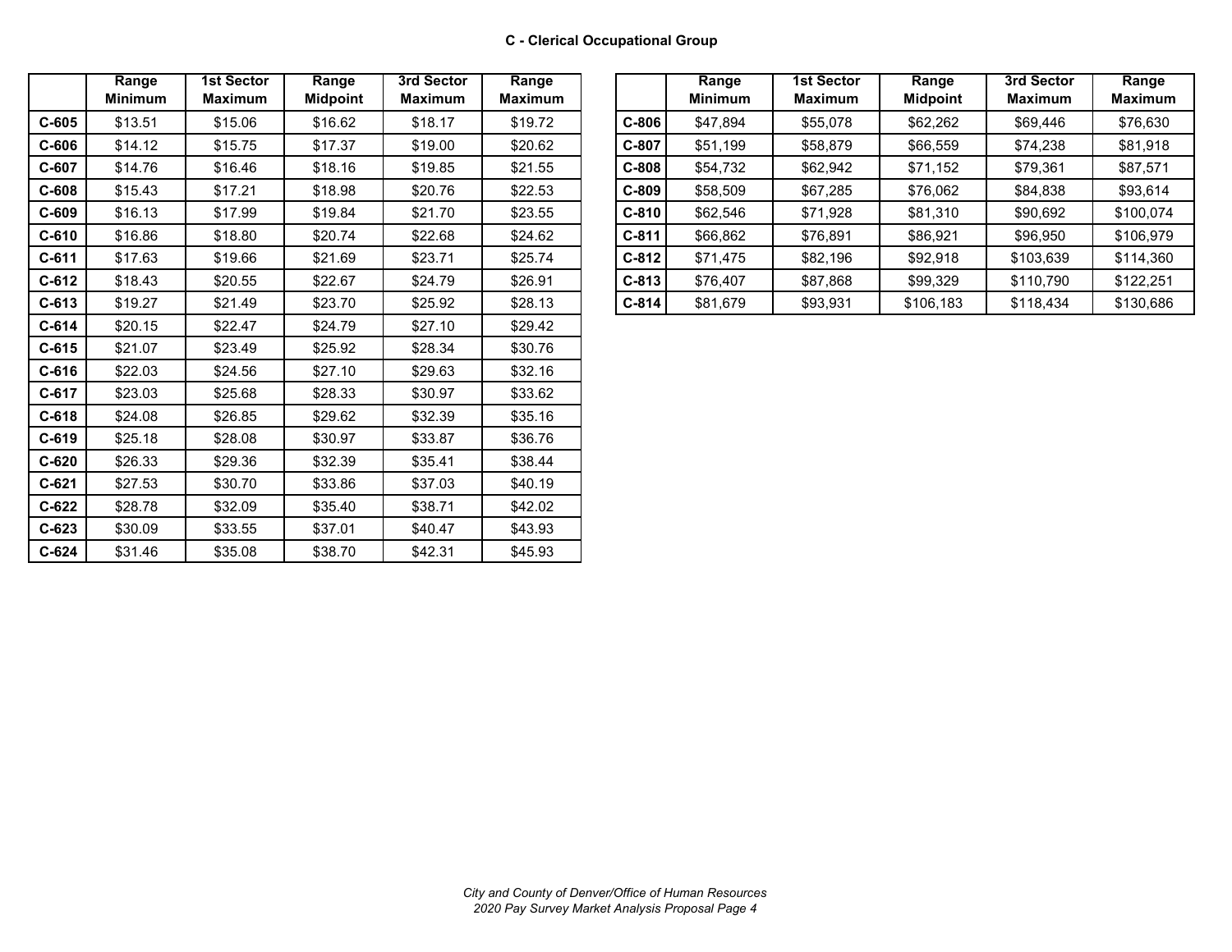**C - Clerical Occupational Group**

| | Range Minimum | 1st Sector Maximum | Range Midpoint | 3rd Sector Maximum | Range Maximum |
|---|---|---|---|---|---|
| **C-605** | $13.51 | $15.06 | $16.62 | $18.17 | $19.72 |
| **C-606** | $14.12 | $15.75 | $17.37 | $19.00 | $20.62 |
| **C-607** | $14.76 | $16.46 | $18.16 | $19.85 | $21.55 |
| **C-608** | $15.43 | $17.21 | $18.98 | $20.76 | $22.53 |
| **C-609** | $16.13 | $17.99 | $19.84 | $21.70 | $23.55 |
| **C-610** | $16.86 | $18.80 | $20.74 | $22.68 | $24.62 |
| **C-611** | $17.63 | $19.66 | $21.69 | $23.71 | $25.74 |
| **C-612** | $18.43 | $20.55 | $22.67 | $24.79 | $26.91 |
| **C-613** | $19.27 | $21.49 | $23.70 | $25.92 | $28.13 |
| **C-614** | $20.15 | $22.47 | $24.79 | $27.10 | $29.42 |
| **C-615** | $21.07 | $23.49 | $25.92 | $28.34 | $30.76 |
| **C-616** | $22.03 | $24.56 | $27.10 | $29.63 | $32.16 |
| **C-617** | $23.03 | $25.68 | $28.33 | $30.97 | $33.62 |
| **C-618** | $24.08 | $26.85 | $29.62 | $32.39 | $35.16 |
| **C-619** | $25.18 | $28.08 | $30.97 | $33.87 | $36.76 |
| **C-620** | $26.33 | $29.36 | $32.39 | $35.41 | $38.44 |
| **C-621** | $27.53 | $30.70 | $33.86 | $37.03 | $40.19 |
| **C-622** | $28.78 | $32.09 | $35.40 | $38.71 | $42.02 |
| **C-623** | $30.09 | $33.55 | $37.01 | $40.47 | $43.93 |
| **C-624** | $31.46 | $35.08 | $38.70 | $42.31 | $45.93 |

| | Range Minimum | 1st Sector Maximum | Range Midpoint | 3rd Sector Maximum | Range Maximum |
|---|---|---|---|---|---|
| **C-806** | $47,894 | $55,078 | $62,262 | $69,446 | $76,630 |
| **C-807** | $51,199 | $58,879 | $66,559 | $74,238 | $81,918 |
| **C-808** | $54,732 | $62,942 | $71,152 | $79,361 | $87,571 |
| **C-809** | $58,509 | $67,285 | $76,062 | $84,838 | $93,614 |
| **C-810** | $62,546 | $71,928 | $81,310 | $90,692 | $100,074 |
| **C-811** | $66,862 | $76,891 | $86,921 | $96,950 | $106,979 |
| **C-812** | $71,475 | $82,196 | $92,918 | $103,639 | $114,360 |
| **C-813** | $76,407 | $87,868 | $99,329 | $110,790 | $122,251 |
| **C-814** | $81,679 | $93,931 | $106,183 | $118,434 | $130,686 |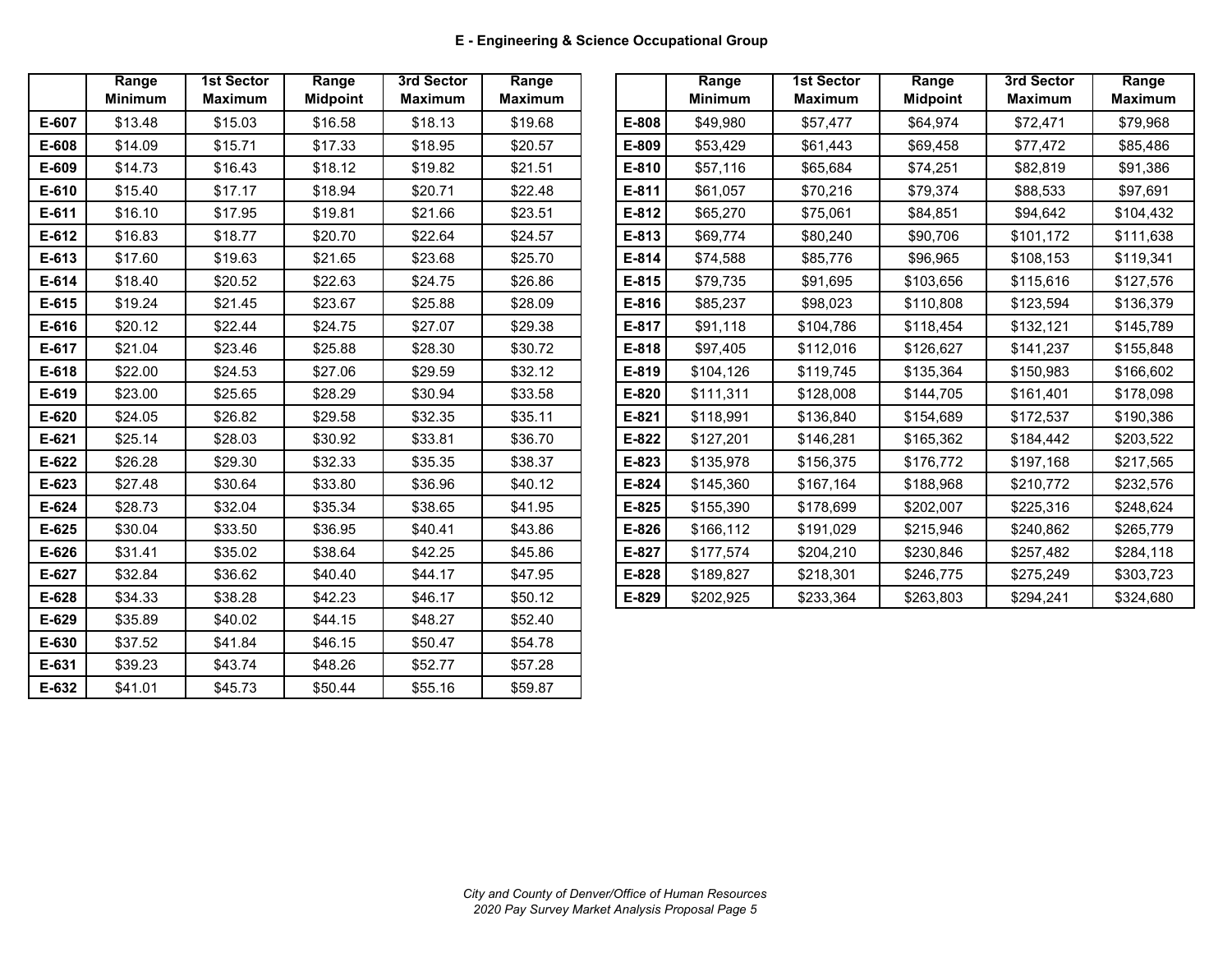## E - Engineering & Science Occupational Group

| | Range Minimum | 1st Sector Maximum | Range Midpoint | 3rd Sector Maximum | Range Maximum |
|---|---|---|---|---|---|
| **E-607** | $13.48 | $15.03 | $16.58 | $18.13 | $19.68 |
| **E-608** | $14.09 | $15.71 | $17.33 | $18.95 | $20.57 |
| **E-609** | $14.73 | $16.43 | $18.12 | $19.82 | $21.51 |
| **E-610** | $15.40 | $17.17 | $18.94 | $20.71 | $22.48 |
| **E-611** | $16.10 | $17.95 | $19.81 | $21.66 | $23.51 |
| **E-612** | $16.83 | $18.77 | $20.70 | $22.64 | $24.57 |
| **E-613** | $17.60 | $19.63 | $21.65 | $23.68 | $25.70 |
| **E-614** | $18.40 | $20.52 | $22.63 | $24.75 | $26.86 |
| **E-615** | $19.24 | $21.45 | $23.67 | $25.88 | $28.09 |
| **E-616** | $20.12 | $22.44 | $24.75 | $27.07 | $29.38 |
| **E-617** | $21.04 | $23.46 | $25.88 | $28.30 | $30.72 |
| **E-618** | $22.00 | $24.53 | $27.06 | $29.59 | $32.12 |
| **E-619** | $23.00 | $25.65 | $28.29 | $30.94 | $33.58 |
| **E-620** | $24.05 | $26.82 | $29.58 | $32.35 | $35.11 |
| **E-621** | $25.14 | $28.03 | $30.92 | $33.81 | $36.70 |
| **E-622** | $26.28 | $29.30 | $32.33 | $35.35 | $38.37 |
| **E-623** | $27.48 | $30.64 | $33.80 | $36.96 | $40.12 |
| **E-624** | $28.73 | $32.04 | $35.34 | $38.65 | $41.95 |
| **E-625** | $30.04 | $33.50 | $36.95 | $40.41 | $43.86 |
| **E-626** | $31.41 | $35.02 | $38.64 | $42.25 | $45.86 |
| **E-627** | $32.84 | $36.62 | $40.40 | $44.17 | $47.95 |
| **E-628** | $34.33 | $38.28 | $42.23 | $46.17 | $50.12 |
| **E-629** | $35.89 | $40.02 | $44.15 | $48.27 | $52.40 |
| **E-630** | $37.52 | $41.84 | $46.15 | $50.47 | $54.78 |
| **E-631** | $39.23 | $43.74 | $48.26 | $52.77 | $57.28 |
| **E-632** | $41.01 | $45.73 | $50.44 | $55.16 | $59.87 |

| | Range Minimum | 1st Sector Maximum | Range Midpoint | 3rd Sector Maximum | Range Maximum |
|---|---|---|---|---|---|
| **E-808** | $49,980 | $57,477 | $64,974 | $72,471 | $79,968 |
| **E-809** | $53,429 | $61,443 | $69,458 | $77,472 | $85,486 |
| **E-810** | $57,116 | $65,684 | $74,251 | $82,819 | $91,386 |
| **E-811** | $61,057 | $70,216 | $79,374 | $88,533 | $97,691 |
| **E-812** | $65,270 | $75,061 | $84,851 | $94,642 | $104,432 |
| **E-813** | $69,774 | $80,240 | $90,706 | $101,172 | $111,638 |
| **E-814** | $74,588 | $85,776 | $96,965 | $108,153 | $119,341 |
| **E-815** | $79,735 | $91,695 | $103,656 | $115,616 | $127,576 |
| **E-816** | $85,237 | $98,023 | $110,808 | $123,594 | $136,379 |
| **E-817** | $91,118 | $104,786 | $118,454 | $132,121 | $145,789 |
| **E-818** | $97,405 | $112,016 | $126,627 | $141,237 | $155,848 |
| **E-819** | $104,126 | $119,745 | $135,364 | $150,983 | $166,602 |
| **E-820** | $111,311 | $128,008 | $144,705 | $161,401 | $178,098 |
| **E-821** | $118,991 | $136,840 | $154,689 | $172,537 | $190,386 |
| **E-822** | $127,201 | $146,281 | $165,362 | $184,442 | $203,522 |
| **E-823** | $135,978 | $156,375 | $176,772 | $197,168 | $217,565 |
| **E-824** | $145,360 | $167,164 | $188,968 | $210,772 | $232,576 |
| **E-825** | $155,390 | $178,699 | $202,007 | $225,316 | $248,624 |
| **E-826** | $166,112 | $191,029 | $215,946 | $240,862 | $265,779 |
| **E-827** | $177,574 | $204,210 | $230,846 | $257,482 | $284,118 |
| **E-828** | $189,827 | $218,301 | $246,775 | $275,249 | $303,723 |
| **E-829** | $202,925 | $233,364 | $263,803 | $294,241 | $324,680 |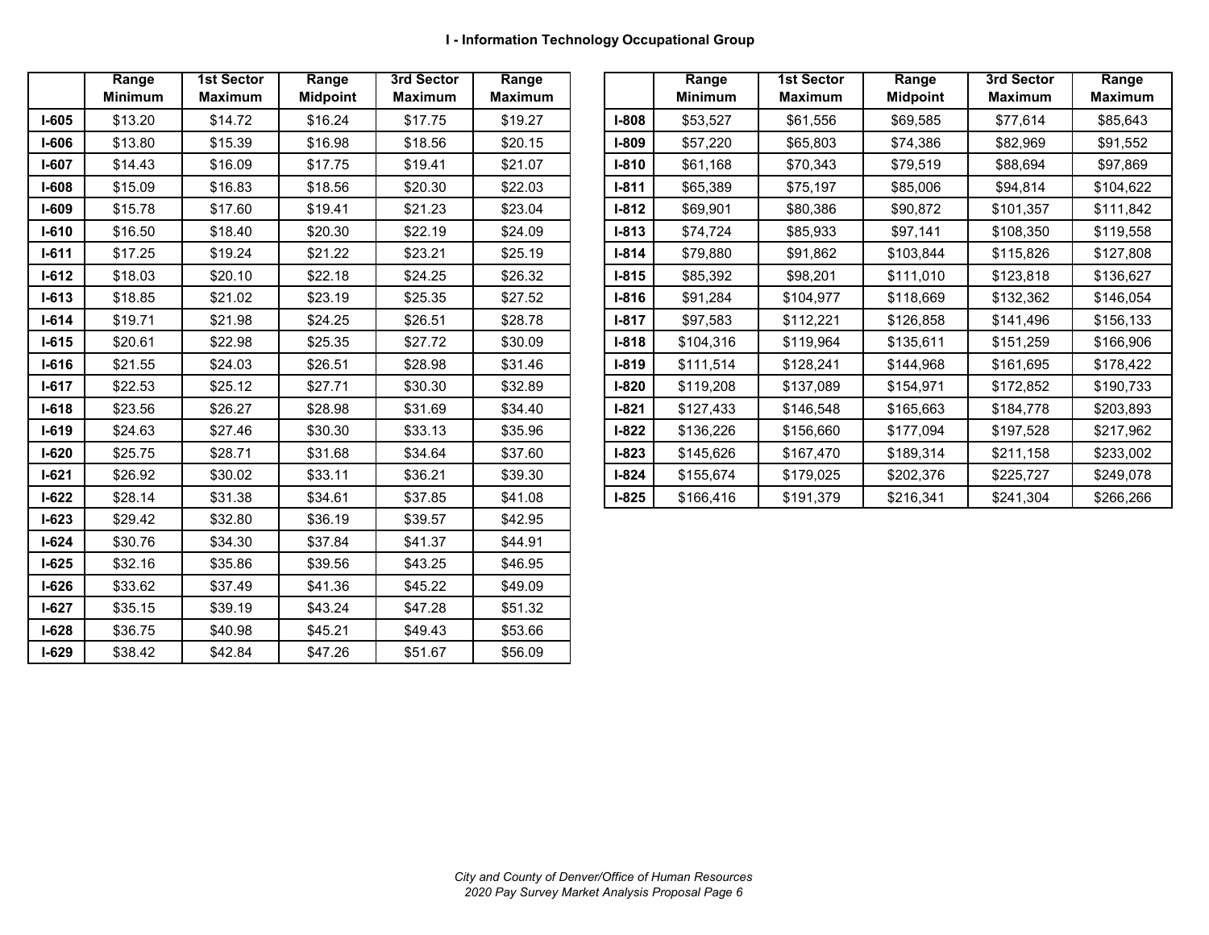### I - Information Technology Occupational Group

| | Range Minimum | 1st Sector Maximum | Range Midpoint | 3rd Sector Maximum | Range Maximum |
|---|---|---|---|---|---|
| I-605 | $13.20 | $14.72 | $16.24 | $17.75 | $19.27 |
| I-606 | $13.80 | $15.39 | $16.98 | $18.56 | $20.15 |
| I-607 | $14.43 | $16.09 | $17.75 | $19.41 | $21.07 |
| I-608 | $15.09 | $16.83 | $18.56 | $20.30 | $22.03 |
| I-609 | $15.78 | $17.60 | $19.41 | $21.23 | $23.04 |
| I-610 | $16.50 | $18.40 | $20.30 | $22.19 | $24.09 |
| I-611 | $17.25 | $19.24 | $21.22 | $23.21 | $25.19 |
| I-612 | $18.03 | $20.10 | $22.18 | $24.25 | $26.32 |
| I-613 | $18.85 | $21.02 | $23.19 | $25.35 | $27.52 |
| I-614 | $19.71 | $21.98 | $24.25 | $26.51 | $28.78 |
| I-615 | $20.61 | $22.98 | $25.35 | $27.72 | $30.09 |
| I-616 | $21.55 | $24.03 | $26.51 | $28.98 | $31.46 |
| I-617 | $22.53 | $25.12 | $27.71 | $30.30 | $32.89 |
| I-618 | $23.56 | $26.27 | $28.98 | $31.69 | $34.40 |
| I-619 | $24.63 | $27.46 | $30.30 | $33.13 | $35.96 |
| I-620 | $25.75 | $28.71 | $31.68 | $34.64 | $37.60 |
| I-621 | $26.92 | $30.02 | $33.11 | $36.21 | $39.30 |
| I-622 | $28.14 | $31.38 | $34.61 | $37.85 | $41.08 |
| I-623 | $29.42 | $32.80 | $36.19 | $39.57 | $42.95 |
| I-624 | $30.76 | $34.30 | $37.84 | $41.37 | $44.91 |
| I-625 | $32.16 | $35.86 | $39.56 | $43.25 | $46.95 |
| I-626 | $33.62 | $37.49 | $41.36 | $45.22 | $49.09 |
| I-627 | $35.15 | $39.19 | $43.24 | $47.28 | $51.32 |
| I-628 | $36.75 | $40.98 | $45.21 | $49.43 | $53.66 |
| I-629 | $38.42 | $42.84 | $47.26 | $51.67 | $56.09 |

| | Range Minimum | 1st Sector Maximum | Range Midpoint | 3rd Sector Maximum | Range Maximum |
|---|---|---|---|---|---|
| I-808 | $53,527 | $61,556 | $69,585 | $77,614 | $85,643 |
| I-809 | $57,220 | $65,803 | $74,386 | $82,969 | $91,552 |
| I-810 | $61,168 | $70,343 | $79,519 | $88,694 | $97,869 |
| I-811 | $65,389 | $75,197 | $85,006 | $94,814 | $104,622 |
| I-812 | $69,901 | $80,386 | $90,872 | $101,357 | $111,842 |
| I-813 | $74,724 | $85,933 | $97,141 | $108,350 | $119,558 |
| I-814 | $79,880 | $91,862 | $103,844 | $115,826 | $127,808 |
| I-815 | $85,392 | $98,201 | $111,010 | $123,818 | $136,627 |
| I-816 | $91,284 | $104,977 | $118,669 | $132,362 | $146,054 |
| I-817 | $97,583 | $112,221 | $126,858 | $141,496 | $156,133 |
| I-818 | $104,316 | $119,964 | $135,611 | $151,259 | $166,906 |
| I-819 | $111,514 | $128,241 | $144,968 | $161,695 | $178,422 |
| I-820 | $119,208 | $137,089 | $154,971 | $172,852 | $190,733 |
| I-821 | $127,433 | $146,548 | $165,663 | $184,778 | $203,893 |
| I-822 | $136,226 | $156,660 | $177,094 | $197,528 | $217,962 |
| I-823 | $145,626 | $167,470 | $189,314 | $211,158 | $233,002 |
| I-824 | $155,674 | $179,025 | $202,376 | $225,727 | $249,078 |
| I-825 | $166,416 | $191,379 | $216,341 | $241,304 | $266,266 |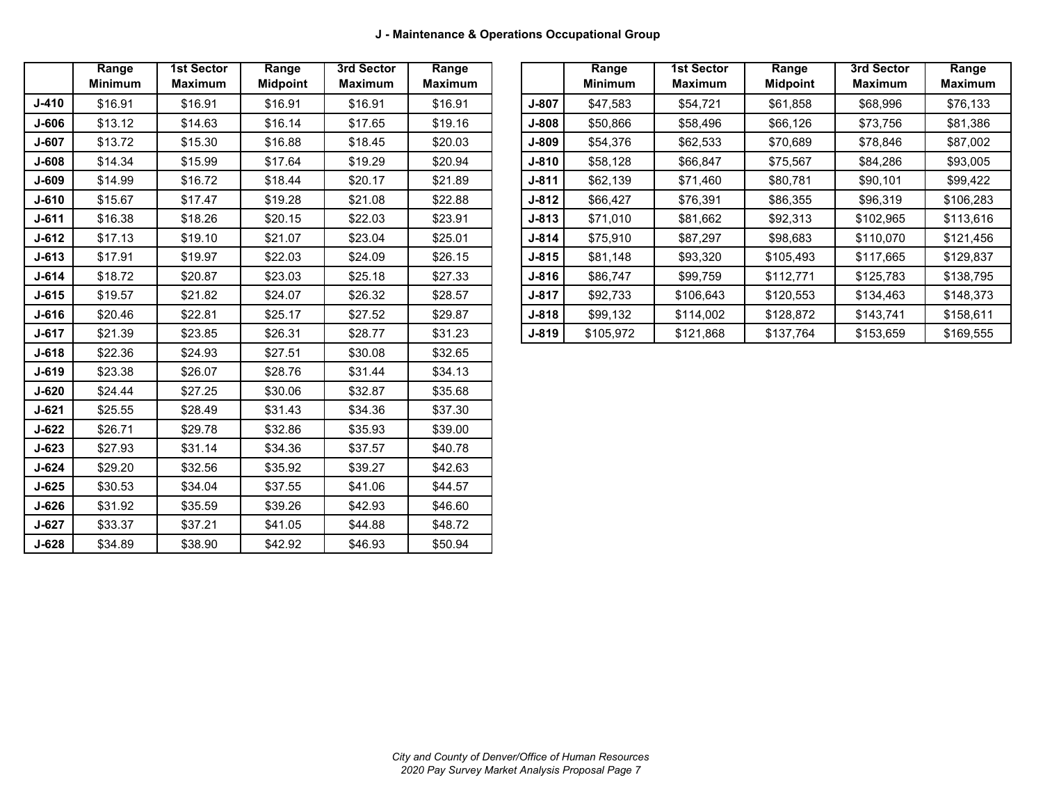### J - Maintenance & Operations Occupational Group

| | Range Minimum | 1st Sector Maximum | Range Midpoint | 3rd Sector Maximum | Range Maximum |
|---|---|---|---|---|---|
| **J-410** | $16.91 | $16.91 | $16.91 | $16.91 | $16.91 |
| **J-606** | $13.12 | $14.63 | $16.14 | $17.65 | $19.16 |
| **J-607** | $13.72 | $15.30 | $16.88 | $18.45 | $20.03 |
| **J-608** | $14.34 | $15.99 | $17.64 | $19.29 | $20.94 |
| **J-609** | $14.99 | $16.72 | $18.44 | $20.17 | $21.89 |
| **J-610** | $15.67 | $17.47 | $19.28 | $21.08 | $22.88 |
| **J-611** | $16.38 | $18.26 | $20.15 | $22.03 | $23.91 |
| **J-612** | $17.13 | $19.10 | $21.07 | $23.04 | $25.01 |
| **J-613** | $17.91 | $19.97 | $22.03 | $24.09 | $26.15 |
| **J-614** | $18.72 | $20.87 | $23.03 | $25.18 | $27.33 |
| **J-615** | $19.57 | $21.82 | $24.07 | $26.32 | $28.57 |
| **J-616** | $20.46 | $22.81 | $25.17 | $27.52 | $29.87 |
| **J-617** | $21.39 | $23.85 | $26.31 | $28.77 | $31.23 |
| **J-618** | $22.36 | $24.93 | $27.51 | $30.08 | $32.65 |
| **J-619** | $23.38 | $26.07 | $28.76 | $31.44 | $34.13 |
| **J-620** | $24.44 | $27.25 | $30.06 | $32.87 | $35.68 |
| **J-621** | $25.55 | $28.49 | $31.43 | $34.36 | $37.30 |
| **J-622** | $26.71 | $29.78 | $32.86 | $35.93 | $39.00 |
| **J-623** | $27.93 | $31.14 | $34.36 | $37.57 | $40.78 |
| **J-624** | $29.20 | $32.56 | $35.92 | $39.27 | $42.63 |
| **J-625** | $30.53 | $34.04 | $37.55 | $41.06 | $44.57 |
| **J-626** | $31.92 | $35.59 | $39.26 | $42.93 | $46.60 |
| **J-627** | $33.37 | $37.21 | $41.05 | $44.88 | $48.72 |
| **J-628** | $34.89 | $38.90 | $42.92 | $46.93 | $50.94 |

| | Range Minimum | 1st Sector Maximum | Range Midpoint | 3rd Sector Maximum | Range Maximum |
|---|---|---|---|---|---|
| **J-807** | $47,583 | $54,721 | $61,858 | $68,996 | $76,133 |
| **J-808** | $50,866 | $58,496 | $66,126 | $73,756 | $81,386 |
| **J-809** | $54,376 | $62,533 | $70,689 | $78,846 | $87,002 |
| **J-810** | $58,128 | $66,847 | $75,567 | $84,286 | $93,005 |
| **J-811** | $62,139 | $71,460 | $80,781 | $90,101 | $99,422 |
| **J-812** | $66,427 | $76,391 | $86,355 | $96,319 | $106,283 |
| **J-813** | $71,010 | $81,662 | $92,313 | $102,965 | $113,616 |
| **J-814** | $75,910 | $87,297 | $98,683 | $110,070 | $121,456 |
| **J-815** | $81,148 | $93,320 | $105,493 | $117,665 | $129,837 |
| **J-816** | $86,747 | $99,759 | $112,771 | $125,783 | $138,795 |
| **J-817** | $92,733 | $106,643 | $120,553 | $134,463 | $148,373 |
| **J-818** | $99,132 | $114,002 | $128,872 | $143,741 | $158,611 |
| **J-819** | $105,972 | $121,868 | $137,764 | $153,659 | $169,555 |

*City and County of Denver/Office of Human Resources*
*2020 Pay Survey Market Analysis Proposal Page 7*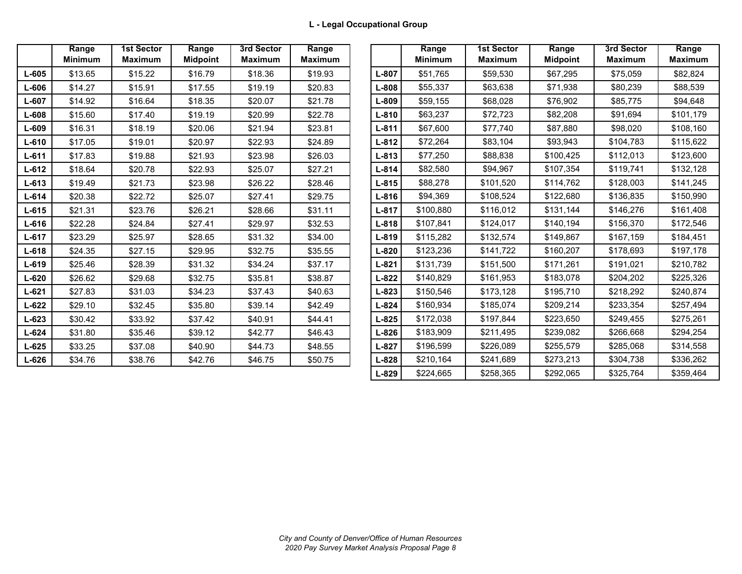### L - Legal Occupational Group

| | Range Minimum | 1st Sector Maximum | Range Midpoint | 3rd Sector Maximum | Range Maximum |
|---|---|---|---|---|---|
| **L-605** | $13.65 | $15.22 | $16.79 | $18.36 | $19.93 |
| **L-606** | $14.27 | $15.91 | $17.55 | $19.19 | $20.83 |
| **L-607** | $14.92 | $16.64 | $18.35 | $20.07 | $21.78 |
| **L-608** | $15.60 | $17.40 | $19.19 | $20.99 | $22.78 |
| **L-609** | $16.31 | $18.19 | $20.06 | $21.94 | $23.81 |
| **L-610** | $17.05 | $19.01 | $20.97 | $22.93 | $24.89 |
| **L-611** | $17.83 | $19.88 | $21.93 | $23.98 | $26.03 |
| **L-612** | $18.64 | $20.78 | $22.93 | $25.07 | $27.21 |
| **L-613** | $19.49 | $21.73 | $23.98 | $26.22 | $28.46 |
| **L-614** | $20.38 | $22.72 | $25.07 | $27.41 | $29.75 |
| **L-615** | $21.31 | $23.76 | $26.21 | $28.66 | $31.11 |
| **L-616** | $22.28 | $24.84 | $27.41 | $29.97 | $32.53 |
| **L-617** | $23.29 | $25.97 | $28.65 | $31.32 | $34.00 |
| **L-618** | $24.35 | $27.15 | $29.95 | $32.75 | $35.55 |
| **L-619** | $25.46 | $28.39 | $31.32 | $34.24 | $37.17 |
| **L-620** | $26.62 | $29.68 | $32.75 | $35.81 | $38.87 |
| **L-621** | $27.83 | $31.03 | $34.23 | $37.43 | $40.63 |
| **L-622** | $29.10 | $32.45 | $35.80 | $39.14 | $42.49 |
| **L-623** | $30.42 | $33.92 | $37.42 | $40.91 | $44.41 |
| **L-624** | $31.80 | $35.46 | $39.12 | $42.77 | $46.43 |
| **L-625** | $33.25 | $37.08 | $40.90 | $44.73 | $48.55 |
| **L-626** | $34.76 | $38.76 | $42.76 | $46.75 | $50.75 |

| | Range Minimum | 1st Sector Maximum | Range Midpoint | 3rd Sector Maximum | Range Maximum |
|---|---|---|---|---|---|
| **L-807** | $51,765 | $59,530 | $67,295 | $75,059 | $82,824 |
| **L-808** | $55,337 | $63,638 | $71,938 | $80,239 | $88,539 |
| **L-809** | $59,155 | $68,028 | $76,902 | $85,775 | $94,648 |
| **L-810** | $63,237 | $72,723 | $82,208 | $91,694 | $101,179 |
| **L-811** | $67,600 | $77,740 | $87,880 | $98,020 | $108,160 |
| **L-812** | $72,264 | $83,104 | $93,943 | $104,783 | $115,622 |
| **L-813** | $77,250 | $88,838 | $100,425 | $112,013 | $123,600 |
| **L-814** | $82,580 | $94,967 | $107,354 | $119,741 | $132,128 |
| **L-815** | $88,278 | $101,520 | $114,762 | $128,003 | $141,245 |
| **L-816** | $94,369 | $108,524 | $122,680 | $136,835 | $150,990 |
| **L-817** | $100,880 | $116,012 | $131,144 | $146,276 | $161,408 |
| **L-818** | $107,841 | $124,017 | $140,194 | $156,370 | $172,546 |
| **L-819** | $115,282 | $132,574 | $149,867 | $167,159 | $184,451 |
| **L-820** | $123,236 | $141,722 | $160,207 | $178,693 | $197,178 |
| **L-821** | $131,739 | $151,500 | $171,261 | $191,021 | $210,782 |
| **L-822** | $140,829 | $161,953 | $183,078 | $204,202 | $225,326 |
| **L-823** | $150,546 | $173,128 | $195,710 | $218,292 | $240,874 |
| **L-824** | $160,934 | $185,074 | $209,214 | $233,354 | $257,494 |
| **L-825** | $172,038 | $197,844 | $223,650 | $249,455 | $275,261 |
| **L-826** | $183,909 | $211,495 | $239,082 | $266,668 | $294,254 |
| **L-827** | $196,599 | $226,089 | $255,579 | $285,068 | $314,558 |
| **L-828** | $210,164 | $241,689 | $273,213 | $304,738 | $336,262 |
| **L-829** | $224,665 | $258,365 | $292,065 | $325,764 | $359,464 |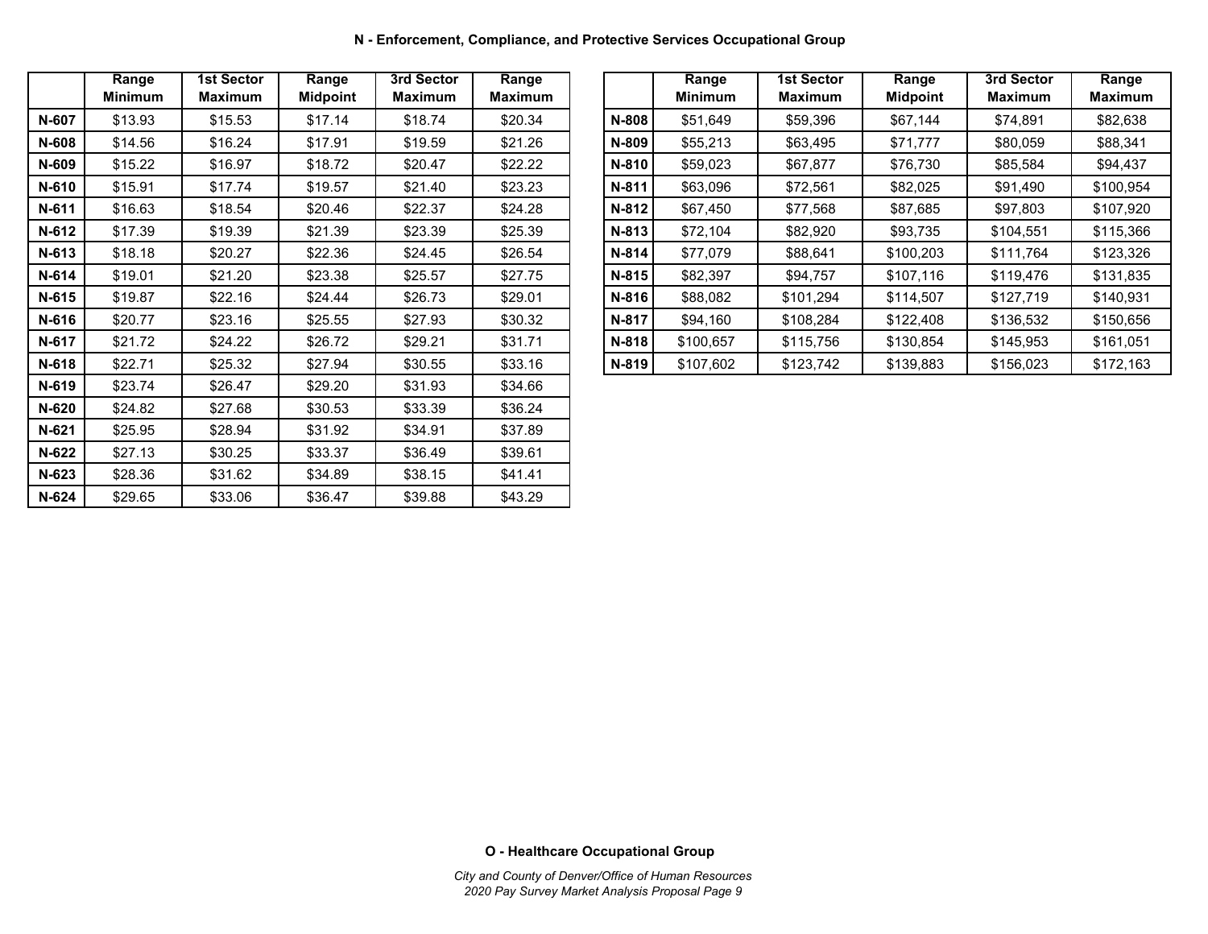## N - Enforcement, Compliance, and Protective Services Occupational Group

| | Range Minimum | 1st Sector Maximum | Range Midpoint | 3rd Sector Maximum | Range Maximum |
|---|---|---|---|---|---|
| **N-607** | $13.93 | $15.53 | $17.14 | $18.74 | $20.34 |
| **N-608** | $14.56 | $16.24 | $17.91 | $19.59 | $21.26 |
| **N-609** | $15.22 | $16.97 | $18.72 | $20.47 | $22.22 |
| **N-610** | $15.91 | $17.74 | $19.57 | $21.40 | $23.23 |
| **N-611** | $16.63 | $18.54 | $20.46 | $22.37 | $24.28 |
| **N-612** | $17.39 | $19.39 | $21.39 | $23.39 | $25.39 |
| **N-613** | $18.18 | $20.27 | $22.36 | $24.45 | $26.54 |
| **N-614** | $19.01 | $21.20 | $23.38 | $25.57 | $27.75 |
| **N-615** | $19.87 | $22.16 | $24.44 | $26.73 | $29.01 |
| **N-616** | $20.77 | $23.16 | $25.55 | $27.93 | $30.32 |
| **N-617** | $21.72 | $24.22 | $26.72 | $29.21 | $31.71 |
| **N-618** | $22.71 | $25.32 | $27.94 | $30.55 | $33.16 |
| **N-619** | $23.74 | $26.47 | $29.20 | $31.93 | $34.66 |
| **N-620** | $24.82 | $27.68 | $30.53 | $33.39 | $36.24 |
| **N-621** | $25.95 | $28.94 | $31.92 | $34.91 | $37.89 |
| **N-622** | $27.13 | $30.25 | $33.37 | $36.49 | $39.61 |
| **N-623** | $28.36 | $31.62 | $34.89 | $38.15 | $41.41 |
| **N-624** | $29.65 | $33.06 | $36.47 | $39.88 | $43.29 |

| | Range Minimum | 1st Sector Maximum | Range Midpoint | 3rd Sector Maximum | Range Maximum |
|---|---|---|---|---|---|
| **N-808** | $51,649 | $59,396 | $67,144 | $74,891 | $82,638 |
| **N-809** | $55,213 | $63,495 | $71,777 | $80,059 | $88,341 |
| **N-810** | $59,023 | $67,877 | $76,730 | $85,584 | $94,437 |
| **N-811** | $63,096 | $72,561 | $82,025 | $91,490 | $100,954 |
| **N-812** | $67,450 | $77,568 | $87,685 | $97,803 | $107,920 |
| **N-813** | $72,104 | $82,920 | $93,735 | $104,551 | $115,366 |
| **N-814** | $77,079 | $88,641 | $100,203 | $111,764 | $123,326 |
| **N-815** | $82,397 | $94,757 | $107,116 | $119,476 | $131,835 |
| **N-816** | $88,082 | $101,294 | $114,507 | $127,719 | $140,931 |
| **N-817** | $94,160 | $108,284 | $122,408 | $136,532 | $150,656 |
| **N-818** | $100,657 | $115,756 | $130,854 | $145,953 | $161,051 |
| **N-819** | $107,602 | $123,742 | $139,883 | $156,023 | $172,163 |

## O - Healthcare Occupational Group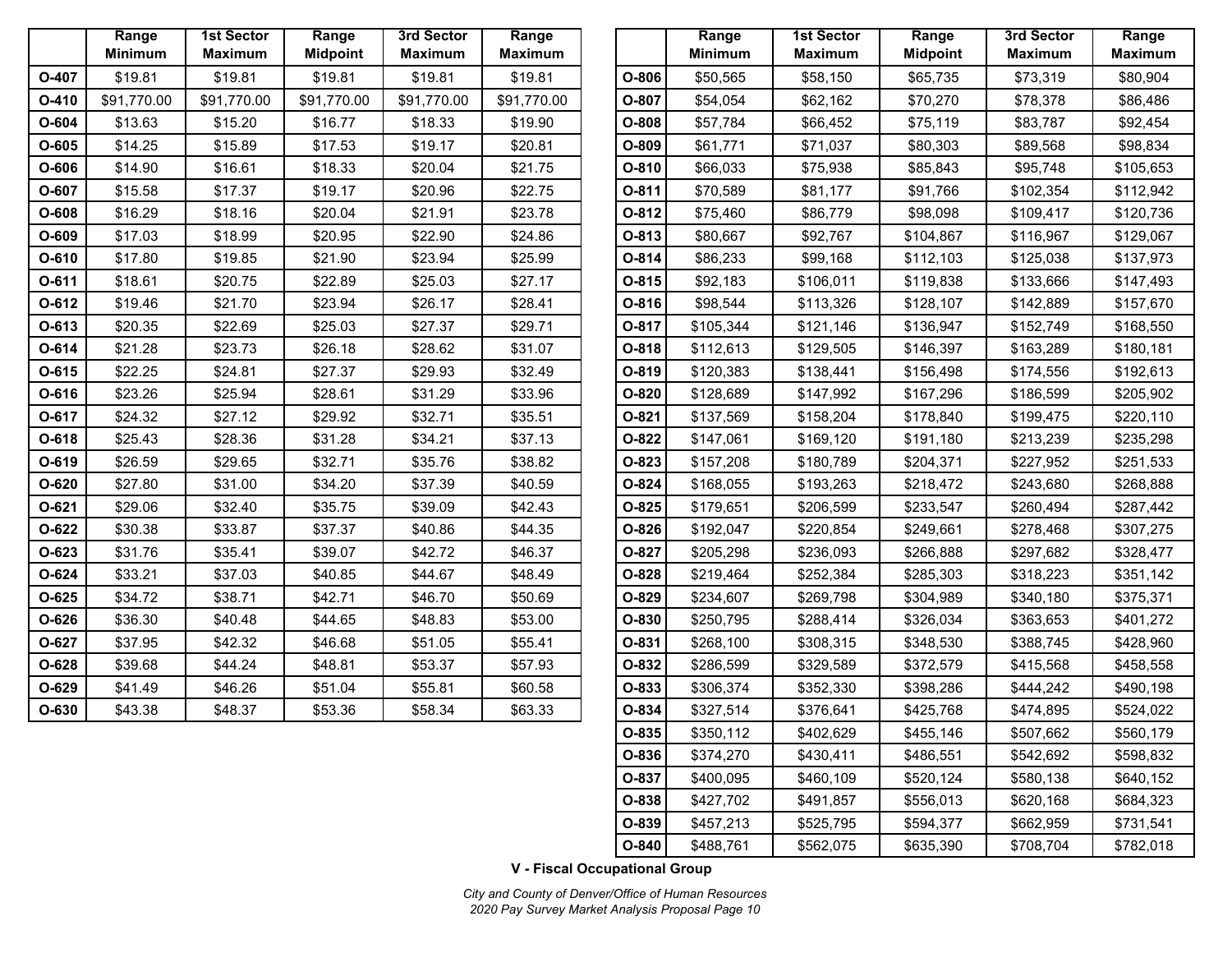| | Range Minimum | 1st Sector Maximum | Range Midpoint | 3rd Sector Maximum | Range Maximum |
|---|---|---|---|---|---|
| O-407 | $19.81 | $19.81 | $19.81 | $19.81 | $19.81 |
| O-410 | $91,770.00 | $91,770.00 | $91,770.00 | $91,770.00 | $91,770.00 |
| O-604 | $13.63 | $15.20 | $16.77 | $18.33 | $19.90 |
| O-605 | $14.25 | $15.89 | $17.53 | $19.17 | $20.81 |
| O-606 | $14.90 | $16.61 | $18.33 | $20.04 | $21.75 |
| O-607 | $15.58 | $17.37 | $19.17 | $20.96 | $22.75 |
| O-608 | $16.29 | $18.16 | $20.04 | $21.91 | $23.78 |
| O-609 | $17.03 | $18.99 | $20.95 | $22.90 | $24.86 |
| O-610 | $17.80 | $19.85 | $21.90 | $23.94 | $25.99 |
| O-611 | $18.61 | $20.75 | $22.89 | $25.03 | $27.17 |
| O-612 | $19.46 | $21.70 | $23.94 | $26.17 | $28.41 |
| O-613 | $20.35 | $22.69 | $25.03 | $27.37 | $29.71 |
| O-614 | $21.28 | $23.73 | $26.18 | $28.62 | $31.07 |
| O-615 | $22.25 | $24.81 | $27.37 | $29.93 | $32.49 |
| O-616 | $23.26 | $25.94 | $28.61 | $31.29 | $33.96 |
| O-617 | $24.32 | $27.12 | $29.92 | $32.71 | $35.51 |
| O-618 | $25.43 | $28.36 | $31.28 | $34.21 | $37.13 |
| O-619 | $26.59 | $29.65 | $32.71 | $35.76 | $38.82 |
| O-620 | $27.80 | $31.00 | $34.20 | $37.39 | $40.59 |
| O-621 | $29.06 | $32.40 | $35.75 | $39.09 | $42.43 |
| O-622 | $30.38 | $33.87 | $37.37 | $40.86 | $44.35 |
| O-623 | $31.76 | $35.41 | $39.07 | $42.72 | $46.37 |
| O-624 | $33.21 | $37.03 | $40.85 | $44.67 | $48.49 |
| O-625 | $34.72 | $38.71 | $42.71 | $46.70 | $50.69 |
| O-626 | $36.30 | $40.48 | $44.65 | $48.83 | $53.00 |
| O-627 | $37.95 | $42.32 | $46.68 | $51.05 | $55.41 |
| O-628 | $39.68 | $44.24 | $48.81 | $53.37 | $57.93 |
| O-629 | $41.49 | $46.26 | $51.04 | $55.81 | $60.58 |
| O-630 | $43.38 | $48.37 | $53.36 | $58.34 | $63.33 |

| | Range Minimum | 1st Sector Maximum | Range Midpoint | 3rd Sector Maximum | Range Maximum |
|---|---|---|---|---|---|
| O-806 | $50,565 | $58,150 | $65,735 | $73,319 | $80,904 |
| O-807 | $54,054 | $62,162 | $70,270 | $78,378 | $86,486 |
| O-808 | $57,784 | $66,452 | $75,119 | $83,787 | $92,454 |
| O-809 | $61,771 | $71,037 | $80,303 | $89,568 | $98,834 |
| O-810 | $66,033 | $75,938 | $85,843 | $95,748 | $105,653 |
| O-811 | $70,589 | $81,177 | $91,766 | $102,354 | $112,942 |
| O-812 | $75,460 | $86,779 | $98,098 | $109,417 | $120,736 |
| O-813 | $80,667 | $92,767 | $104,867 | $116,967 | $129,067 |
| O-814 | $86,233 | $99,168 | $112,103 | $125,038 | $137,973 |
| O-815 | $92,183 | $106,011 | $119,838 | $133,666 | $147,493 |
| O-816 | $98,544 | $113,326 | $128,107 | $142,889 | $157,670 |
| O-817 | $105,344 | $121,146 | $136,947 | $152,749 | $168,550 |
| O-818 | $112,613 | $129,505 | $146,397 | $163,289 | $180,181 |
| O-819 | $120,383 | $138,441 | $156,498 | $174,556 | $192,613 |
| O-820 | $128,689 | $147,992 | $167,296 | $186,599 | $205,902 |
| O-821 | $137,569 | $158,204 | $178,840 | $199,475 | $220,110 |
| O-822 | $147,061 | $169,120 | $191,180 | $213,239 | $235,298 |
| O-823 | $157,208 | $180,789 | $204,371 | $227,952 | $251,533 |
| O-824 | $168,055 | $193,263 | $218,472 | $243,680 | $268,888 |
| O-825 | $179,651 | $206,599 | $233,547 | $260,494 | $287,442 |
| O-826 | $192,047 | $220,854 | $249,661 | $278,468 | $307,275 |
| O-827 | $205,298 | $236,093 | $266,888 | $297,682 | $328,477 |
| O-828 | $219,464 | $252,384 | $285,303 | $318,223 | $351,142 |
| O-829 | $234,607 | $269,798 | $304,989 | $340,180 | $375,371 |
| O-830 | $250,795 | $288,414 | $326,034 | $363,653 | $401,272 |
| O-831 | $268,100 | $308,315 | $348,530 | $388,745 | $428,960 |
| O-832 | $286,599 | $329,589 | $372,579 | $415,568 | $458,558 |
| O-833 | $306,374 | $352,330 | $398,286 | $444,242 | $490,198 |
| O-834 | $327,514 | $376,641 | $425,768 | $474,895 | $524,022 |
| O-835 | $350,112 | $402,629 | $455,146 | $507,662 | $560,179 |
| O-836 | $374,270 | $430,411 | $486,551 | $542,692 | $598,832 |
| O-837 | $400,095 | $460,109 | $520,124 | $580,138 | $640,152 |
| O-838 | $427,702 | $491,857 | $556,013 | $620,168 | $684,323 |
| O-839 | $457,213 | $525,795 | $594,377 | $662,959 | $731,541 |
| O-840 | $488,761 | $562,075 | $635,390 | $708,704 | $782,018 |

**V - Fiscal Occupational Group**

*City and County of Denver/Office of Human Resources*
*2020 Pay Survey Market Analysis Proposal Page 10*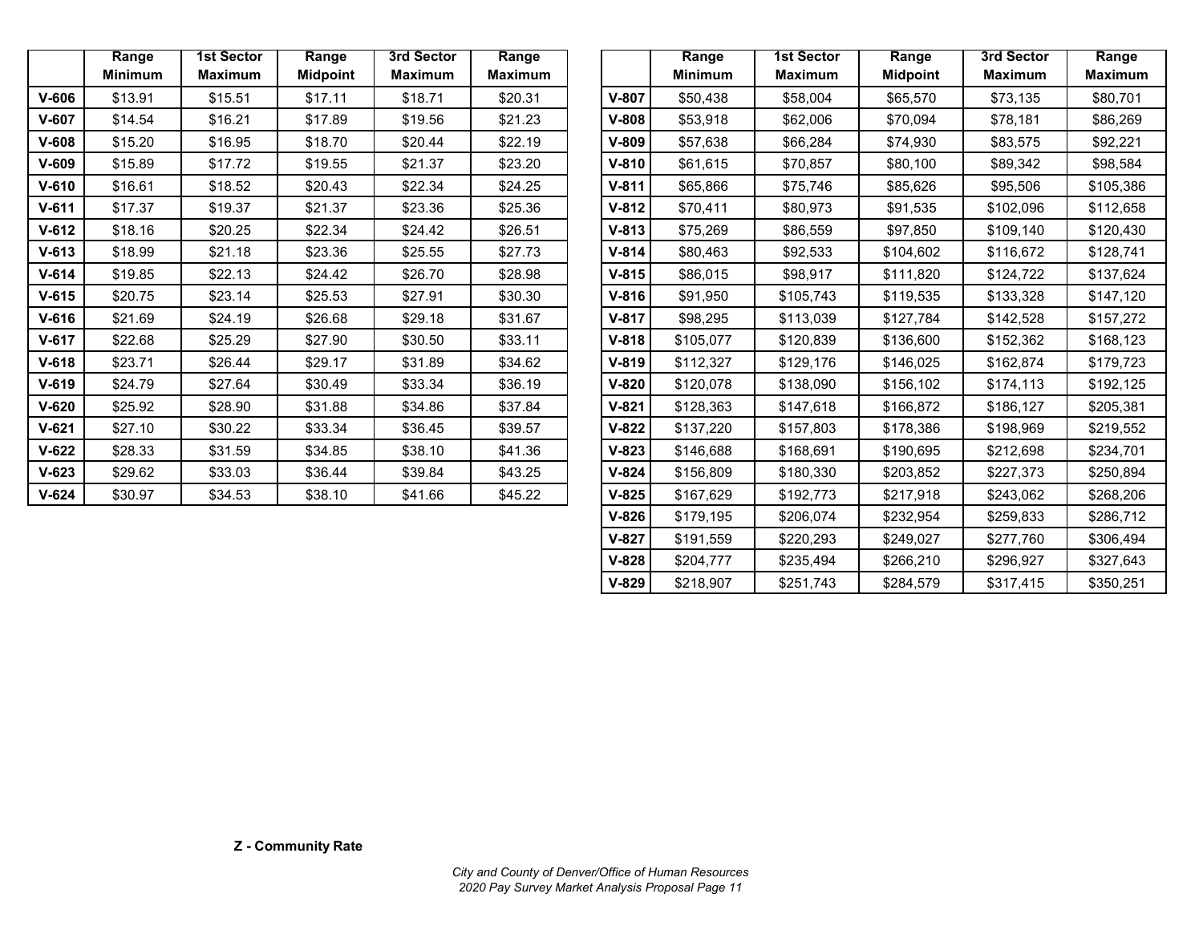|  | Range Minimum | 1st Sector Maximum | Range Midpoint | 3rd Sector Maximum | Range Maximum |
|---|---|---|---|---|---|
| **V-606** | $13.91 | $15.51 | $17.11 | $18.71 | $20.31 |
| **V-607** | $14.54 | $16.21 | $17.89 | $19.56 | $21.23 |
| **V-608** | $15.20 | $16.95 | $18.70 | $20.44 | $22.19 |
| **V-609** | $15.89 | $17.72 | $19.55 | $21.37 | $23.20 |
| **V-610** | $16.61 | $18.52 | $20.43 | $22.34 | $24.25 |
| **V-611** | $17.37 | $19.37 | $21.37 | $23.36 | $25.36 |
| **V-612** | $18.16 | $20.25 | $22.34 | $24.42 | $26.51 |
| **V-613** | $18.99 | $21.18 | $23.36 | $25.55 | $27.73 |
| **V-614** | $19.85 | $22.13 | $24.42 | $26.70 | $28.98 |
| **V-615** | $20.75 | $23.14 | $25.53 | $27.91 | $30.30 |
| **V-616** | $21.69 | $24.19 | $26.68 | $29.18 | $31.67 |
| **V-617** | $22.68 | $25.29 | $27.90 | $30.50 | $33.11 |
| **V-618** | $23.71 | $26.44 | $29.17 | $31.89 | $34.62 |
| **V-619** | $24.79 | $27.64 | $30.49 | $33.34 | $36.19 |
| **V-620** | $25.92 | $28.90 | $31.88 | $34.86 | $37.84 |
| **V-621** | $27.10 | $30.22 | $33.34 | $36.45 | $39.57 |
| **V-622** | $28.33 | $31.59 | $34.85 | $38.10 | $41.36 |
| **V-623** | $29.62 | $33.03 | $36.44 | $39.84 | $43.25 |
| **V-624** | $30.97 | $34.53 | $38.10 | $41.66 | $45.22 |

|  | Range Minimum | 1st Sector Maximum | Range Midpoint | 3rd Sector Maximum | Range Maximum |
|---|---|---|---|---|---|
| **V-807** | $50,438 | $58,004 | $65,570 | $73,135 | $80,701 |
| **V-808** | $53,918 | $62,006 | $70,094 | $78,181 | $86,269 |
| **V-809** | $57,638 | $66,284 | $74,930 | $83,575 | $92,221 |
| **V-810** | $61,615 | $70,857 | $80,100 | $89,342 | $98,584 |
| **V-811** | $65,866 | $75,746 | $85,626 | $95,506 | $105,386 |
| **V-812** | $70,411 | $80,973 | $91,535 | $102,096 | $112,658 |
| **V-813** | $75,269 | $86,559 | $97,850 | $109,140 | $120,430 |
| **V-814** | $80,463 | $92,533 | $104,602 | $116,672 | $128,741 |
| **V-815** | $86,015 | $98,917 | $111,820 | $124,722 | $137,624 |
| **V-816** | $91,950 | $105,743 | $119,535 | $133,328 | $147,120 |
| **V-817** | $98,295 | $113,039 | $127,784 | $142,528 | $157,272 |
| **V-818** | $105,077 | $120,839 | $136,600 | $152,362 | $168,123 |
| **V-819** | $112,327 | $129,176 | $146,025 | $162,874 | $179,723 |
| **V-820** | $120,078 | $138,090 | $156,102 | $174,113 | $192,125 |
| **V-821** | $128,363 | $147,618 | $166,872 | $186,127 | $205,381 |
| **V-822** | $137,220 | $157,803 | $178,386 | $198,969 | $219,552 |
| **V-823** | $146,688 | $168,691 | $190,695 | $212,698 | $234,701 |
| **V-824** | $156,809 | $180,330 | $203,852 | $227,373 | $250,894 |
| **V-825** | $167,629 | $192,773 | $217,918 | $243,062 | $268,206 |
| **V-826** | $179,195 | $206,074 | $232,954 | $259,833 | $286,712 |
| **V-827** | $191,559 | $220,293 | $249,027 | $277,760 | $306,494 |
| **V-828** | $204,777 | $235,494 | $266,210 | $296,927 | $327,643 |
| **V-829** | $218,907 | $251,743 | $284,579 | $317,415 | $350,251 |

**Z - Community Rate**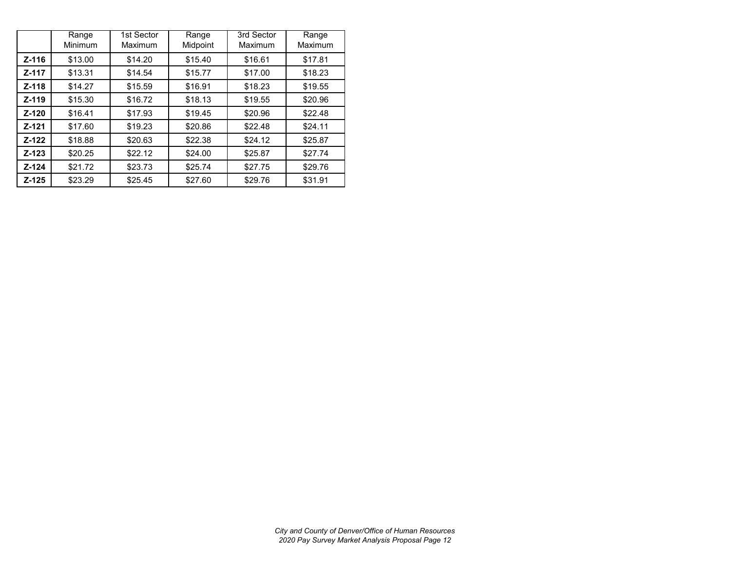| | Range Minimum | 1st Sector Maximum | Range Midpoint | 3rd Sector Maximum | Range Maximum |
|---|---|---|---|---|---|
| **Z-116** | $13.00 | $14.20 | $15.40 | $16.61 | $17.81 |
| **Z-117** | $13.31 | $14.54 | $15.77 | $17.00 | $18.23 |
| **Z-118** | $14.27 | $15.59 | $16.91 | $18.23 | $19.55 |
| **Z-119** | $15.30 | $16.72 | $18.13 | $19.55 | $20.96 |
| **Z-120** | $16.41 | $17.93 | $19.45 | $20.96 | $22.48 |
| **Z-121** | $17.60 | $19.23 | $20.86 | $22.48 | $24.11 |
| **Z-122** | $18.88 | $20.63 | $22.38 | $24.12 | $25.87 |
| **Z-123** | $20.25 | $22.12 | $24.00 | $25.87 | $27.74 |
| **Z-124** | $21.72 | $23.73 | $25.74 | $27.75 | $29.76 |
| **Z-125** | $23.29 | $25.45 | $27.60 | $29.76 | $31.91 |